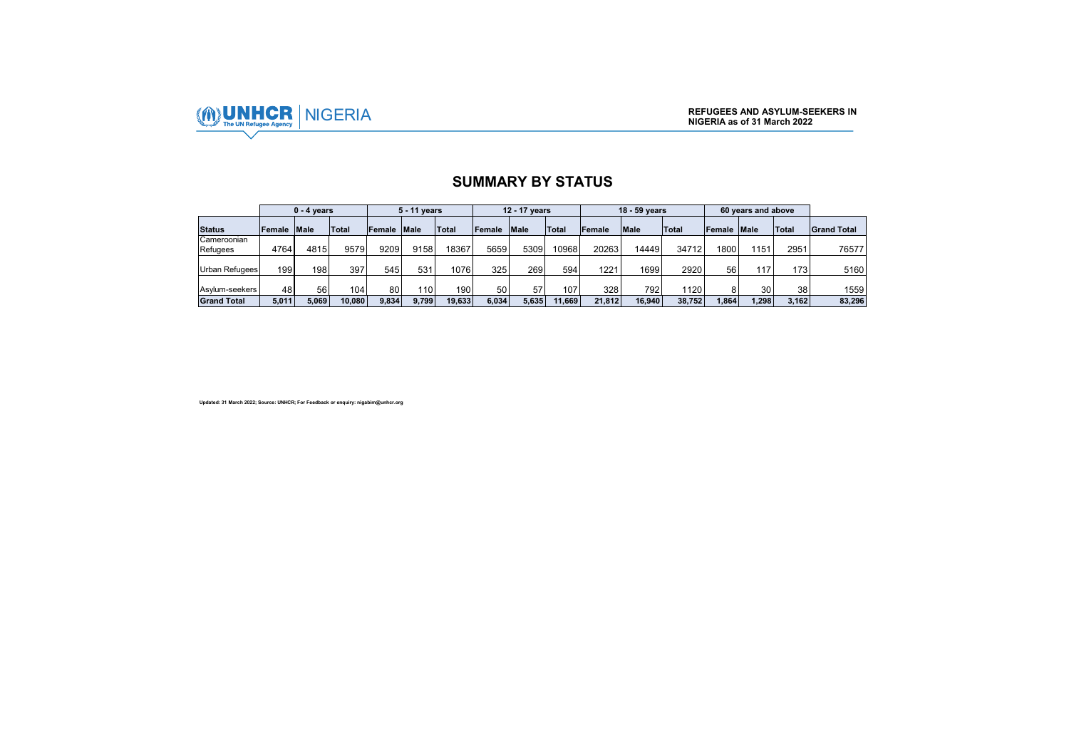UNHCR | NIGERIA

**REFUGEES AND ASYLUM-SEEKERS IN NIGERIA as of 31 March 2022**

## SUMMARY BY STATUS

| | 0 - 4 years | | | 5 - 11 years | | | 12 - 17 years | | | 18 - 59 years | | | 60 years and above | | | |
|---|---|---|---|---|---|---|---|---|---|---|---|---|---|---|---|---|
| **Status** | **Female** | **Male** | **Total** | **Female** | **Male** | **Total** | **Female** | **Male** | **Total** | **Female** | **Male** | **Total** | **Female** | **Male** | **Total** | **Grand Total** |
| Cameroonian Refugees | 4764 | 4815 | 9579 | 9209 | 9158 | 18367 | 5659 | 5309 | 10968 | 20263 | 14449 | 34712 | 1800 | 1151 | 2951 | 76577 |
| Urban Refugees | 199 | 198 | 397 | 545 | 531 | 1076 | 325 | 269 | 594 | 1221 | 1699 | 2920 | 56 | 117 | 173 | 5160 |
| Asylum-seekers | 48 | 56 | 104 | 80 | 110 | 190 | 50 | 57 | 107 | 328 | 792 | 1120 | 8 | 30 | 38 | 1559 |
| **Grand Total** | **5,011** | **5,069** | **10,080** | **9,834** | **9,799** | **19,633** | **6,034** | **5,635** | **11,669** | **21,812** | **16,940** | **38,752** | **1,864** | **1,298** | **3,162** | **83,296** |

**Updated: 31 March 2022; Source: UNHCR; For Feedback or enquiry: nigabim@unhcr.org**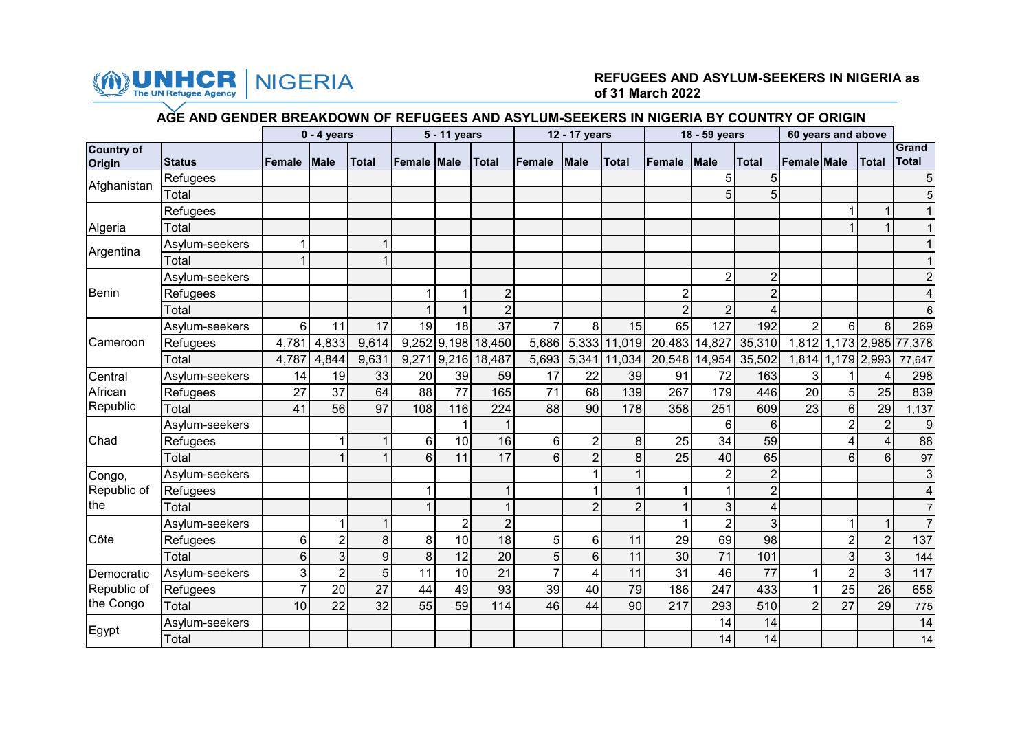UNHCR The UN Refugee Agency | NIGERIA

**REFUGEES AND ASYLUM-SEEKERS IN NIGERIA as of 31 March 2022**

## AGE AND GENDER BREAKDOWN OF REFUGEES AND ASYLUM-SEEKERS IN NIGERIA BY COUNTRY OF ORIGIN

| | | 0 - 4 years | | | 5 - 11 years | | | 12 - 17 years | | | 18 - 59 years | | | 60 years and above | | | |
|---|---|---|---|---|---|---|---|---|---|---|---|---|---|---|---|---|---|
| Country of Origin | Status | Female | Male | Total | Female | Male | Total | Female | Male | Total | Female | Male | Total | Female | Male | Total | Grand Total |
| Afghanistan | Refugees | | | | | | | | | | | 5 | 5 | | | | 5 |
| | Total | | | | | | | | | | | 5 | 5 | | | | 5 |
| Algeria | Refugees | | | | | | | | | | | | | | 1 | 1 | 1 |
| | Total | | | | | | | | | | | | | | 1 | 1 | 1 |
| Argentina | Asylum-seekers | 1 | | 1 | | | | | | | | | | | | | 1 |
| | Total | 1 | | 1 | | | | | | | | | | | | | 1 |
| Benin | Asylum-seekers | | | | | | | | | | | 2 | 2 | | | | 2 |
| | Refugees | | | | 1 | 1 | 2 | | | | 2 | | 2 | | | | 4 |
| | Total | | | | 1 | 1 | 2 | | | | 2 | 2 | 4 | | | | 6 |
| Cameroon | Asylum-seekers | 6 | 11 | 17 | 19 | 18 | 37 | 7 | 8 | 15 | 65 | 127 | 192 | 2 | 6 | 8 | 269 |
| | Refugees | 4,781 | 4,833 | 9,614 | 9,252 | 9,198 | 18,450 | 5,686 | 5,333 | 11,019 | 20,483 | 14,827 | 35,310 | 1,812 | 1,173 | 2,985 | 77,378 |
| | Total | 4,787 | 4,844 | 9,631 | 9,271 | 9,216 | 18,487 | 5,693 | 5,341 | 11,034 | 20,548 | 14,954 | 35,502 | 1,814 | 1,179 | 2,993 | 77,647 |
| Central African Republic | Asylum-seekers | 14 | 19 | 33 | 20 | 39 | 59 | 17 | 22 | 39 | 91 | 72 | 163 | 3 | 1 | 4 | 298 |
| | Refugees | 27 | 37 | 64 | 88 | 77 | 165 | 71 | 68 | 139 | 267 | 179 | 446 | 20 | 5 | 25 | 839 |
| | Total | 41 | 56 | 97 | 108 | 116 | 224 | 88 | 90 | 178 | 358 | 251 | 609 | 23 | 6 | 29 | 1,137 |
| Chad | Asylum-seekers | | | | | 1 | 1 | | | | | 6 | 6 | | 2 | 2 | 9 |
| | Refugees | | 1 | 1 | 6 | 10 | 16 | 6 | 2 | 8 | 25 | 34 | 59 | | 4 | 4 | 88 |
| | Total | | 1 | 1 | 6 | 11 | 17 | 6 | 2 | 8 | 25 | 40 | 65 | | 6 | 6 | 97 |
| Congo, Republic of the | Asylum-seekers | | | | | | | | 1 | 1 | | 2 | 2 | | | | 3 |
| | Refugees | | | | 1 | | 1 | | 1 | 1 | 1 | 1 | 2 | | | | 4 |
| | Total | | | | 1 | | 1 | | 2 | 2 | 1 | 3 | 4 | | | | 7 |
| Côte | Asylum-seekers | | 1 | 1 | | 2 | 2 | | | | 1 | 2 | 3 | | 1 | 1 | 7 |
| | Refugees | 6 | 2 | 8 | 8 | 10 | 18 | 5 | 6 | 11 | 29 | 69 | 98 | | 2 | 2 | 137 |
| | Total | 6 | 3 | 9 | 8 | 12 | 20 | 5 | 6 | 11 | 30 | 71 | 101 | | 3 | 3 | 144 |
| Democratic Republic of the Congo | Asylum-seekers | 3 | 2 | 5 | 11 | 10 | 21 | 7 | 4 | 11 | 31 | 46 | 77 | 1 | 2 | 3 | 117 |
| | Refugees | 7 | 20 | 27 | 44 | 49 | 93 | 39 | 40 | 79 | 186 | 247 | 433 | 1 | 25 | 26 | 658 |
| | Total | 10 | 22 | 32 | 55 | 59 | 114 | 46 | 44 | 90 | 217 | 293 | 510 | 2 | 27 | 29 | 775 |
| Egypt | Asylum-seekers | | | | | | | | | | | 14 | 14 | | | | 14 |
| | Total | | | | | | | | | | | 14 | 14 | | | | 14 |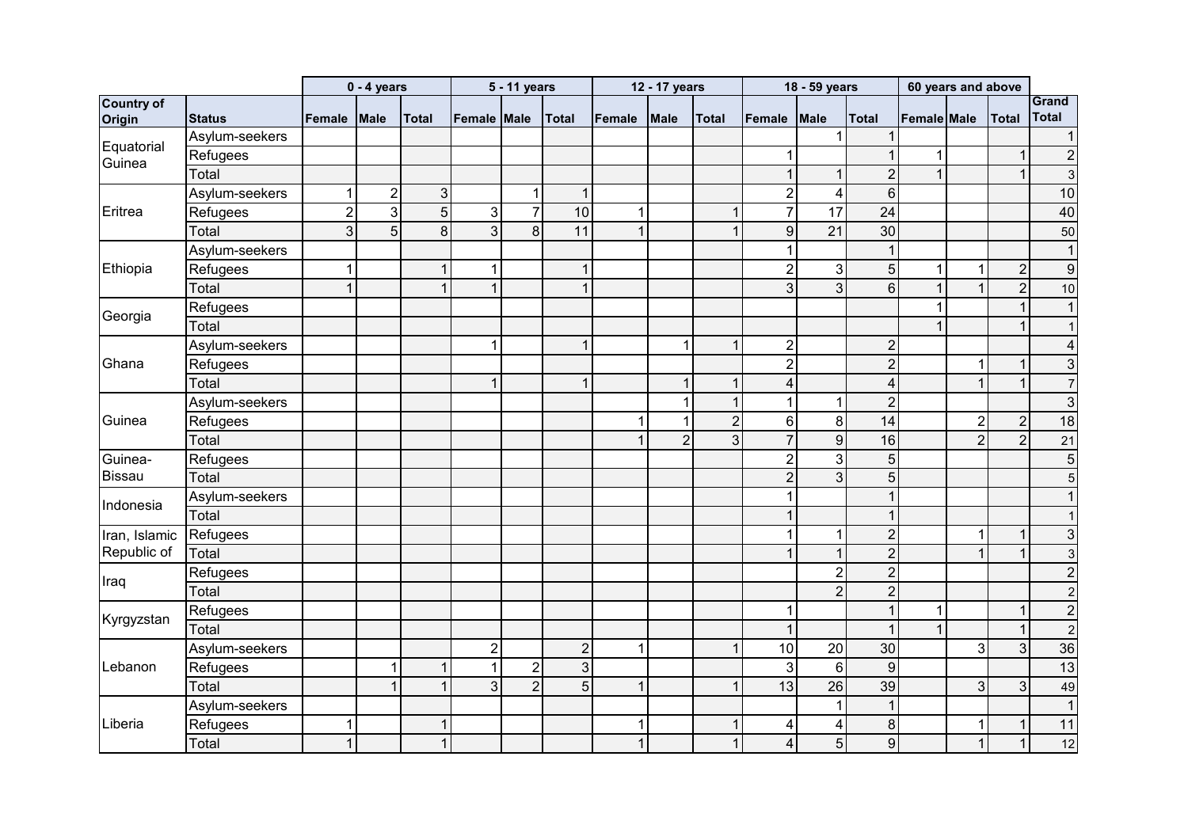| Country of Origin | Status | 0 - 4 years | | | 5 - 11 years | | | 12 - 17 years | | | 18 - 59 years | | | 60 years and above | | | Grand Total |
|---|---|---|---|---|---|---|---|---|---|---|---|---|---|---|---|---|---|
| | | Female | Male | Total | Female | Male | Total | Female | Male | Total | Female | Male | Total | Female | Male | Total | |
| Equatorial Guinea | Asylum-seekers | | | | | | | | | | | 1 | 1 | | | | 1 |
| | Refugees | | | | | | | | | | 1 | | 1 | 1 | | 1 | 2 |
| | Total | | | | | | | | | | 1 | 1 | 2 | 1 | | 1 | 3 |
| Eritrea | Asylum-seekers | 1 | 2 | 3 | | 1 | 1 | | | | 2 | 4 | 6 | | | | 10 |
| | Refugees | 2 | 3 | 5 | 3 | 7 | 10 | 1 | | 1 | 7 | 17 | 24 | | | | 40 |
| | Total | 3 | 5 | 8 | 3 | 8 | 11 | 1 | | 1 | 9 | 21 | 30 | | | | 50 |
| Ethiopia | Asylum-seekers | | | | | | | | | | 1 | | 1 | | | | 1 |
| | Refugees | 1 | | 1 | 1 | | 1 | | | | 2 | 3 | 5 | 1 | 1 | 2 | 9 |
| | Total | 1 | | 1 | 1 | | 1 | | | | 3 | 3 | 6 | 1 | 1 | 2 | 10 |
| Georgia | Refugees | | | | | | | | | | | | | 1 | | 1 | 1 |
| | Total | | | | | | | | | | | | | 1 | | 1 | 1 |
| Ghana | Asylum-seekers | | | | 1 | | 1 | | 1 | 1 | 2 | | 2 | | | | 4 |
| | Refugees | | | | | | | | | | 2 | | 2 | | 1 | 1 | 3 |
| | Total | | | | 1 | | 1 | | 1 | 1 | 4 | | 4 | | 1 | 1 | 7 |
| Guinea | Asylum-seekers | | | | | | | | 1 | 1 | 1 | 1 | 2 | | | | 3 |
| | Refugees | | | | | | | 1 | 1 | 2 | 6 | 8 | 14 | | 2 | 2 | 18 |
| | Total | | | | | | | 1 | 2 | 3 | 7 | 9 | 16 | | 2 | 2 | 21 |
| Guinea-Bissau | Refugees | | | | | | | | | | 2 | 3 | 5 | | | | 5 |
| | Total | | | | | | | | | | 2 | 3 | 5 | | | | 5 |
| Indonesia | Asylum-seekers | | | | | | | | | | 1 | | 1 | | | | 1 |
| | Total | | | | | | | | | | 1 | | 1 | | | | 1 |
| Iran, Islamic Republic of | Refugees | | | | | | | | | | 1 | 1 | 2 | | 1 | 1 | 3 |
| | Total | | | | | | | | | | 1 | 1 | 2 | | 1 | 1 | 3 |
| Iraq | Refugees | | | | | | | | | | | 2 | 2 | | | | 2 |
| | Total | | | | | | | | | | | 2 | 2 | | | | 2 |
| Kyrgyzstan | Refugees | | | | | | | | | | 1 | | 1 | 1 | | 1 | 2 |
| | Total | | | | | | | | | | 1 | | 1 | 1 | | 1 | 2 |
| Lebanon | Asylum-seekers | | | | 2 | | 2 | 1 | | 1 | 10 | 20 | 30 | | 3 | 3 | 36 |
| | Refugees | | 1 | 1 | 1 | 2 | 3 | | | | 3 | 6 | 9 | | | | 13 |
| | Total | | 1 | 1 | 3 | 2 | 5 | 1 | | 1 | 13 | 26 | 39 | | 3 | 3 | 49 |
| Liberia | Asylum-seekers | | | | | | | | | | | 1 | 1 | | | | 1 |
| | Refugees | 1 | | 1 | | | | 1 | | 1 | 4 | 4 | 8 | | 1 | 1 | 11 |
| | Total | 1 | | 1 | | | | 1 | | 1 | 4 | 5 | 9 | | 1 | 1 | 12 |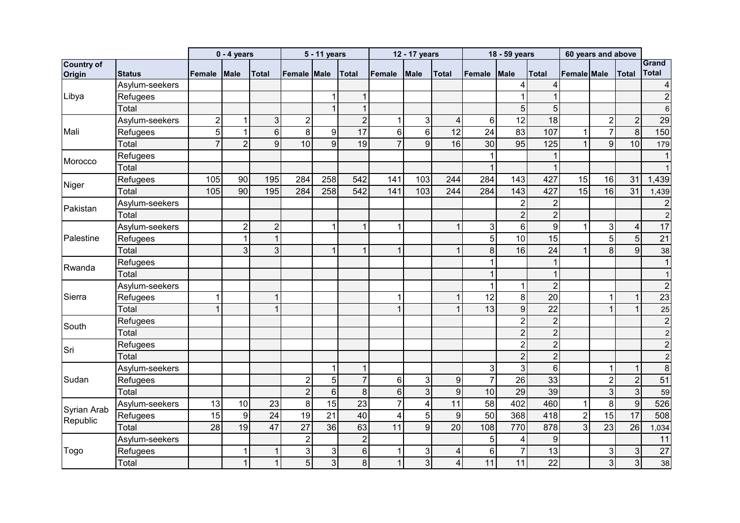| | | 0 - 4 years | | | 5 - 11 years | | | 12 - 17 years | | | 18 - 59 years | | | 60 years and above | | | |
|---|---|---|---|---|---|---|---|---|---|---|---|---|---|---|---|---|---|
| **Country of Origin** | **Status** | **Female** | **Male** | **Total** | **Female** | **Male** | **Total** | **Female** | **Male** | **Total** | **Female** | **Male** | **Total** | **Female** | **Male** | **Total** | **Grand Total** |
| Libya | Asylum-seekers | | | | | | | | | | | 4 | 4 | | | | 4 |
| | Refugees | | | | | 1 | 1 | | | | | 1 | 1 | | | | 2 |
| | Total | | | | | 1 | 1 | | | | | 5 | 5 | | | | 6 |
| Mali | Asylum-seekers | 2 | 1 | 3 | 2 | | 2 | 1 | 3 | 4 | 6 | 12 | 18 | | 2 | 2 | 29 |
| | Refugees | 5 | 1 | 6 | 8 | 9 | 17 | 6 | 6 | 12 | 24 | 83 | 107 | 1 | 7 | 8 | 150 |
| | Total | 7 | 2 | 9 | 10 | 9 | 19 | 7 | 9 | 16 | 30 | 95 | 125 | 1 | 9 | 10 | 179 |
| Morocco | Refugees | | | | | | | | | | 1 | | 1 | | | | 1 |
| | Total | | | | | | | | | | 1 | | 1 | | | | 1 |
| Niger | Refugees | 105 | 90 | 195 | 284 | 258 | 542 | 141 | 103 | 244 | 284 | 143 | 427 | 15 | 16 | 31 | 1,439 |
| | Total | 105 | 90 | 195 | 284 | 258 | 542 | 141 | 103 | 244 | 284 | 143 | 427 | 15 | 16 | 31 | 1,439 |
| Pakistan | Asylum-seekers | | | | | | | | | | | 2 | 2 | | | | 2 |
| | Total | | | | | | | | | | | 2 | 2 | | | | 2 |
| Palestine | Asylum-seekers | | 2 | 2 | | 1 | 1 | 1 | | 1 | 3 | 6 | 9 | 1 | 3 | 4 | 17 |
| | Refugees | | 1 | 1 | | | | | | | 5 | 10 | 15 | | 5 | 5 | 21 |
| | Total | | 3 | 3 | | 1 | 1 | 1 | | 1 | 8 | 16 | 24 | 1 | 8 | 9 | 38 |
| Rwanda | Refugees | | | | | | | | | | 1 | | 1 | | | | 1 |
| | Total | | | | | | | | | | 1 | | 1 | | | | 1 |
| Sierra | Asylum-seekers | | | | | | | | | | 1 | 1 | 2 | | | | 2 |
| | Refugees | 1 | | 1 | | | | 1 | | 1 | 12 | 8 | 20 | | 1 | 1 | 23 |
| | Total | 1 | | 1 | | | | 1 | | 1 | 13 | 9 | 22 | | 1 | 1 | 25 |
| South | Refugees | | | | | | | | | | | 2 | 2 | | | | 2 |
| | Total | | | | | | | | | | | 2 | 2 | | | | 2 |
| Sri | Refugees | | | | | | | | | | | 2 | 2 | | | | 2 |
| | Total | | | | | | | | | | | 2 | 2 | | | | 2 |
| Sudan | Asylum-seekers | | | | | 1 | 1 | | | | 3 | 3 | 6 | | 1 | 1 | 8 |
| | Refugees | | | | 2 | 5 | 7 | 6 | 3 | 9 | 7 | 26 | 33 | | 2 | 2 | 51 |
| | Total | | | | 2 | 6 | 8 | 6 | 3 | 9 | 10 | 29 | 39 | | 3 | 3 | 59 |
| Syrian Arab Republic | Asylum-seekers | 13 | 10 | 23 | 8 | 15 | 23 | 7 | 4 | 11 | 58 | 402 | 460 | 1 | 8 | 9 | 526 |
| | Refugees | 15 | 9 | 24 | 19 | 21 | 40 | 4 | 5 | 9 | 50 | 368 | 418 | 2 | 15 | 17 | 508 |
| | Total | 28 | 19 | 47 | 27 | 36 | 63 | 11 | 9 | 20 | 108 | 770 | 878 | 3 | 23 | 26 | 1,034 |
| Togo | Asylum-seekers | | | | 2 | | 2 | | | | 5 | 4 | 9 | | | | 11 |
| | Refugees | | 1 | 1 | 3 | 3 | 6 | 1 | 3 | 4 | 6 | 7 | 13 | | 3 | 3 | 27 |
| | Total | | 1 | 1 | 5 | 3 | 8 | 1 | 3 | 4 | 11 | 11 | 22 | | 3 | 3 | 38 |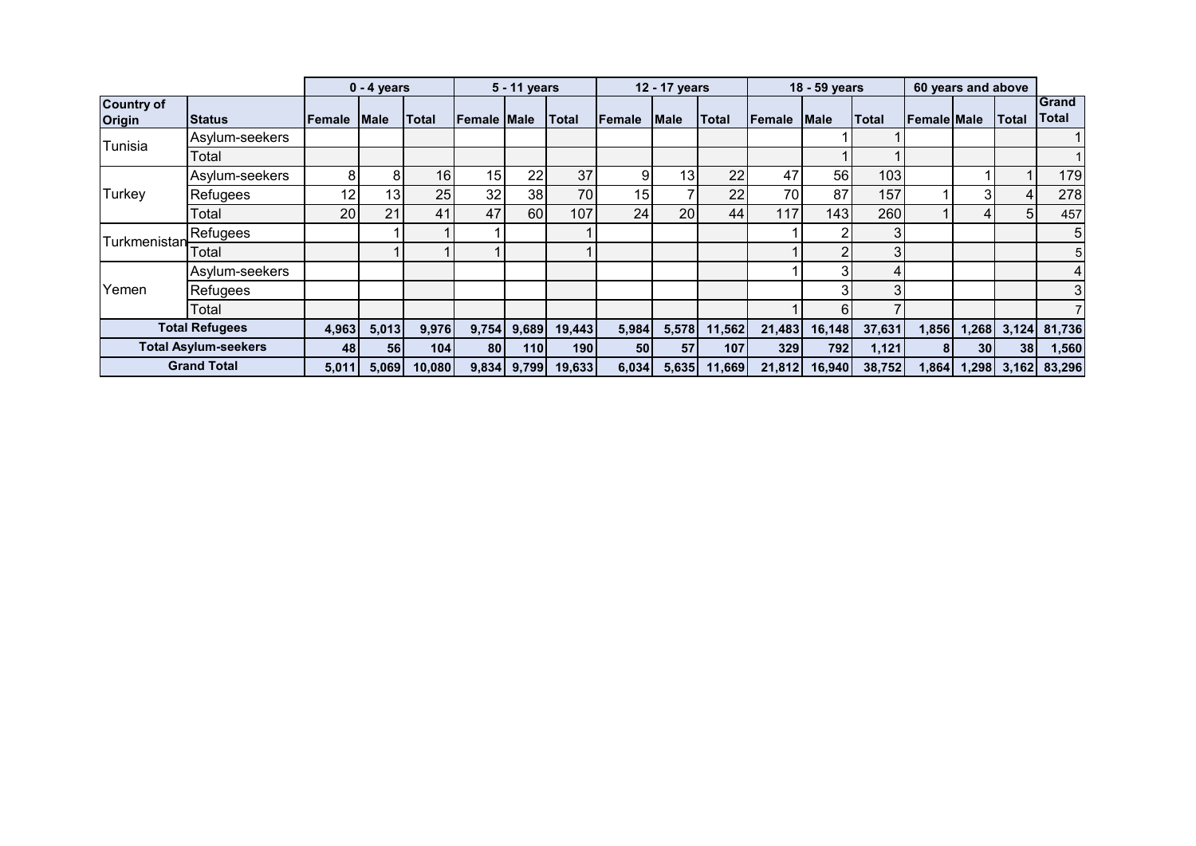| | | 0 - 4 years | | | 5 - 11 years | | | 12 - 17 years | | | 18 - 59 years | | | 60 years and above | | | |
|---|---|---|---|---|---|---|---|---|---|---|---|---|---|---|---|---|---|
| **Country of Origin** | **Status** | **Female** | **Male** | **Total** | **Female** | **Male** | **Total** | **Female** | **Male** | **Total** | **Female** | **Male** | **Total** | **Female** | **Male** | **Total** | **Grand Total** |
| Tunisia | Asylum-seekers | | | | | | | | | | | 1 | 1 | | | | 1 |
| | Total | | | | | | | | | | | 1 | 1 | | | | 1 |
| Turkey | Asylum-seekers | 8 | 8 | 16 | 15 | 22 | 37 | 9 | 13 | 22 | 47 | 56 | 103 | | 1 | 1 | 179 |
| | Refugees | 12 | 13 | 25 | 32 | 38 | 70 | 15 | 7 | 22 | 70 | 87 | 157 | 1 | 3 | 4 | 278 |
| | Total | 20 | 21 | 41 | 47 | 60 | 107 | 24 | 20 | 44 | 117 | 143 | 260 | 1 | 4 | 5 | 457 |
| Turkmenistan | Refugees | | 1 | 1 | 1 | | 1 | | | | 1 | 2 | 3 | | | | 5 |
| | Total | | 1 | 1 | 1 | | 1 | | | | 1 | 2 | 3 | | | | 5 |
| Yemen | Asylum-seekers | | | | | | | | | | 1 | 3 | 4 | | | | 4 |
| | Refugees | | | | | | | | | | | 3 | 3 | | | | 3 |
| | Total | | | | | | | | | | 1 | 6 | 7 | | | | 7 |
| **Total Refugees** | | **4,963** | **5,013** | **9,976** | **9,754** | **9,689** | **19,443** | **5,984** | **5,578** | **11,562** | **21,483** | **16,148** | **37,631** | **1,856** | **1,268** | **3,124** | **81,736** |
| **Total Asylum-seekers** | | **48** | **56** | **104** | **80** | **110** | **190** | **50** | **57** | **107** | **329** | **792** | **1,121** | **8** | **30** | **38** | **1,560** |
| **Grand Total** | | **5,011** | **5,069** | **10,080** | **9,834** | **9,799** | **19,633** | **6,034** | **5,635** | **11,669** | **21,812** | **16,940** | **38,752** | **1,864** | **1,298** | **3,162** | **83,296** |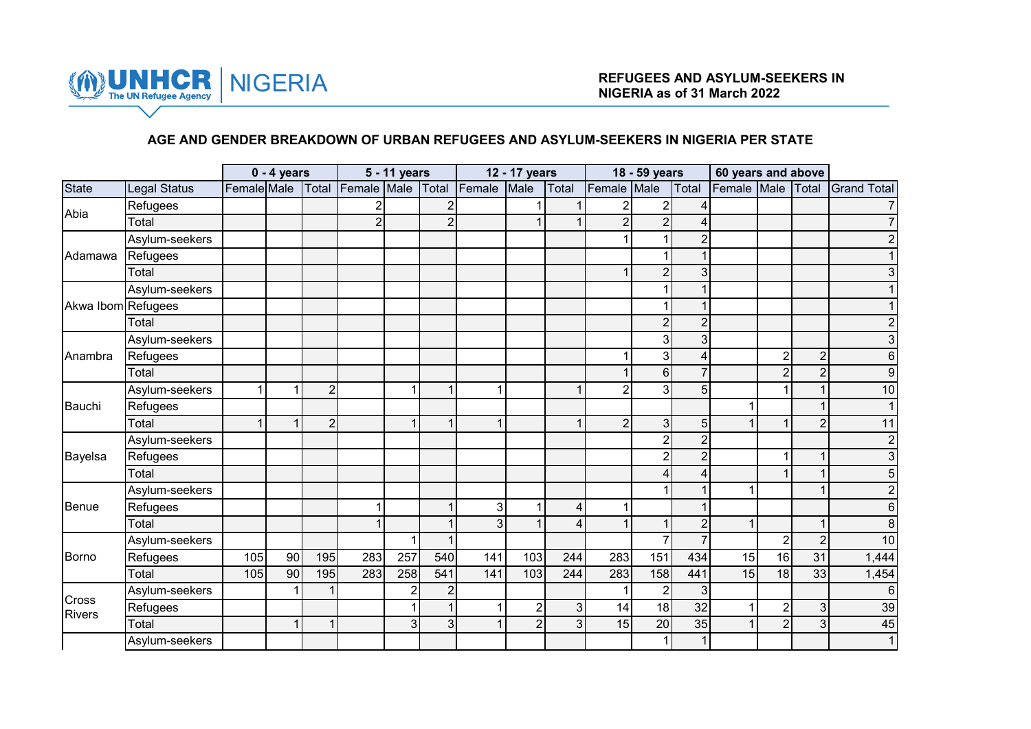**REFUGEES AND ASYLUM-SEEKERS IN NIGERIA as of 31 March 2022**

## AGE AND GENDER BREAKDOWN OF URBAN REFUGEES AND ASYLUM-SEEKERS IN NIGERIA PER STATE

| | | 0 - 4 years | | | 5 - 11 years | | | 12 - 17 years | | | 18 - 59 years | | | 60 years and above | | | |
|---|---|---|---|---|---|---|---|---|---|---|---|---|---|---|---|---|---|
| State | Legal Status | Female | Male | Total | Female | Male | Total | Female | Male | Total | Female | Male | Total | Female | Male | Total | Grand Total |
| Abia | Refugees | | | | 2 | | 2 | | 1 | 1 | 2 | 2 | 4 | | | | 7 |
| | Total | | | | 2 | | 2 | | 1 | 1 | 2 | 2 | 4 | | | | 7 |
| Adamawa | Asylum-seekers | | | | | | | | | | 1 | 1 | 2 | | | | 2 |
| | Refugees | | | | | | | | | | | 1 | 1 | | | | 1 |
| | Total | | | | | | | | | | 1 | 2 | 3 | | | | 3 |
| Akwa Ibom | Asylum-seekers | | | | | | | | | | | 1 | 1 | | | | 1 |
| | Refugees | | | | | | | | | | | 1 | 1 | | | | 1 |
| | Total | | | | | | | | | | | 2 | 2 | | | | 2 |
| Anambra | Asylum-seekers | | | | | | | | | | | 3 | 3 | | | | 3 |
| | Refugees | | | | | | | | | | 1 | 3 | 4 | | 2 | 2 | 6 |
| | Total | | | | | | | | | | 1 | 6 | 7 | | 2 | 2 | 9 |
| Bauchi | Asylum-seekers | 1 | 1 | 2 | | 1 | 1 | 1 | | 1 | 2 | 3 | 5 | | 1 | 1 | 10 |
| | Refugees | | | | | | | | | | | | | 1 | | 1 | 1 |
| | Total | 1 | 1 | 2 | | 1 | 1 | 1 | | 1 | 2 | 3 | 5 | 1 | 1 | 2 | 11 |
| Bayelsa | Asylum-seekers | | | | | | | | | | | 2 | 2 | | | | 2 |
| | Refugees | | | | | | | | | | | 2 | 2 | | 1 | 1 | 3 |
| | Total | | | | | | | | | | | 4 | 4 | | 1 | 1 | 5 |
| Benue | Asylum-seekers | | | | | | | | | | | 1 | 1 | 1 | | 1 | 2 |
| | Refugees | | | | 1 | | 1 | 3 | 1 | 4 | 1 | | 1 | | | | 6 |
| | Total | | | | 1 | | 1 | 3 | 1 | 4 | 1 | 1 | 2 | 1 | | 1 | 8 |
| Borno | Asylum-seekers | | | | | 1 | 1 | | | | | 7 | 7 | | 2 | 2 | 10 |
| | Refugees | 105 | 90 | 195 | 283 | 257 | 540 | 141 | 103 | 244 | 283 | 151 | 434 | 15 | 16 | 31 | 1,444 |
| | Total | 105 | 90 | 195 | 283 | 258 | 541 | 141 | 103 | 244 | 283 | 158 | 441 | 15 | 18 | 33 | 1,454 |
| Cross Rivers | Asylum-seekers | | 1 | 1 | | 2 | 2 | | | | 1 | 2 | 3 | | | | 6 |
| | Refugees | | | | | 1 | 1 | 1 | 2 | 3 | 14 | 18 | 32 | 1 | 2 | 3 | 39 |
| | Total | | 1 | 1 | | 3 | 3 | 1 | 2 | 3 | 15 | 20 | 35 | 1 | 2 | 3 | 45 |
| | Asylum-seekers | | | | | | | | | | | 1 | 1 | | | | 1 |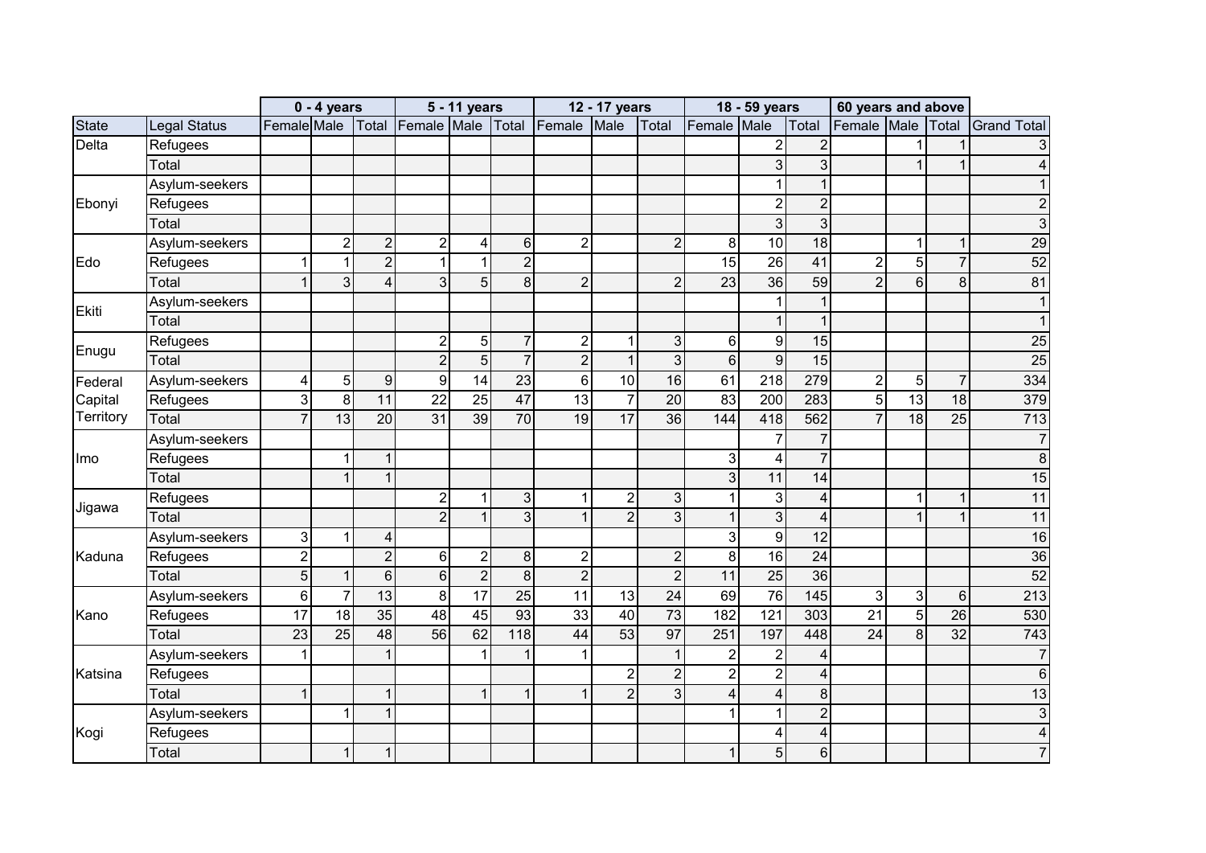| | | 0 - 4 years | | | 5 - 11 years | | | 12 - 17 years | | | 18 - 59 years | | | 60 years and above | | | |
|---|---|---|---|---|---|---|---|---|---|---|---|---|---|---|---|---|---|
| State | Legal Status | Female | Male | Total | Female | Male | Total | Female | Male | Total | Female | Male | Total | Female | Male | Total | Grand Total |
| Delta | Refugees | | | | | | | | | | | 2 | 2 | | 1 | 1 | 3 |
| | Total | | | | | | | | | | | 3 | 3 | | 1 | 1 | 4 |
| Ebonyi | Asylum-seekers | | | | | | | | | | | 1 | 1 | | | | 1 |
| | Refugees | | | | | | | | | | | 2 | 2 | | | | 2 |
| | Total | | | | | | | | | | | 3 | 3 | | | | 3 |
| Edo | Asylum-seekers | | 2 | 2 | 2 | 4 | 6 | 2 | | 2 | 8 | 10 | 18 | | 1 | 1 | 29 |
| | Refugees | 1 | 1 | 2 | 1 | 1 | 2 | | | | 15 | 26 | 41 | 2 | 5 | 7 | 52 |
| | Total | 1 | 3 | 4 | 3 | 5 | 8 | 2 | | 2 | 23 | 36 | 59 | 2 | 6 | 8 | 81 |
| Ekiti | Asylum-seekers | | | | | | | | | | | 1 | 1 | | | | 1 |
| | Total | | | | | | | | | | | 1 | 1 | | | | 1 |
| Enugu | Refugees | | | | 2 | 5 | 7 | 2 | 1 | 3 | 6 | 9 | 15 | | | | 25 |
| | Total | | | | 2 | 5 | 7 | 2 | 1 | 3 | 6 | 9 | 15 | | | | 25 |
| Federal Capital Territory | Asylum-seekers | 4 | 5 | 9 | 9 | 14 | 23 | 6 | 10 | 16 | 61 | 218 | 279 | 2 | 5 | 7 | 334 |
| | Refugees | 3 | 8 | 11 | 22 | 25 | 47 | 13 | 7 | 20 | 83 | 200 | 283 | 5 | 13 | 18 | 379 |
| | Total | 7 | 13 | 20 | 31 | 39 | 70 | 19 | 17 | 36 | 144 | 418 | 562 | 7 | 18 | 25 | 713 |
| Imo | Asylum-seekers | | | | | | | | | | | 7 | 7 | | | | 7 |
| | Refugees | | 1 | 1 | | | | | | | 3 | 4 | 7 | | | | 8 |
| | Total | | 1 | 1 | | | | | | | 3 | 11 | 14 | | | | 15 |
| Jigawa | Refugees | | | | 2 | 1 | 3 | 1 | 2 | 3 | 1 | 3 | 4 | | 1 | 1 | 11 |
| | Total | | | | 2 | 1 | 3 | 1 | 2 | 3 | 1 | 3 | 4 | | 1 | 1 | 11 |
| Kaduna | Asylum-seekers | 3 | 1 | 4 | | | | | | | 3 | 9 | 12 | | | | 16 |
| | Refugees | 2 | | 2 | 6 | 2 | 8 | 2 | | 2 | 8 | 16 | 24 | | | | 36 |
| | Total | 5 | 1 | 6 | 6 | 2 | 8 | 2 | | 2 | 11 | 25 | 36 | | | | 52 |
| Kano | Asylum-seekers | 6 | 7 | 13 | 8 | 17 | 25 | 11 | 13 | 24 | 69 | 76 | 145 | 3 | 3 | 6 | 213 |
| | Refugees | 17 | 18 | 35 | 48 | 45 | 93 | 33 | 40 | 73 | 182 | 121 | 303 | 21 | 5 | 26 | 530 |
| | Total | 23 | 25 | 48 | 56 | 62 | 118 | 44 | 53 | 97 | 251 | 197 | 448 | 24 | 8 | 32 | 743 |
| Katsina | Asylum-seekers | 1 | | 1 | | 1 | 1 | 1 | | 1 | 2 | 2 | 4 | | | | 7 |
| | Refugees | | | | | | | | 2 | 2 | 2 | 2 | 4 | | | | 6 |
| | Total | 1 | | 1 | | 1 | 1 | 1 | 2 | 3 | 4 | 4 | 8 | | | | 13 |
| Kogi | Asylum-seekers | | 1 | 1 | | | | | | | 1 | 1 | 2 | | | | 3 |
| | Refugees | | | | | | | | | | | 4 | 4 | | | | 4 |
| | Total | | 1 | 1 | | | | | | | 1 | 5 | 6 | | | | 7 |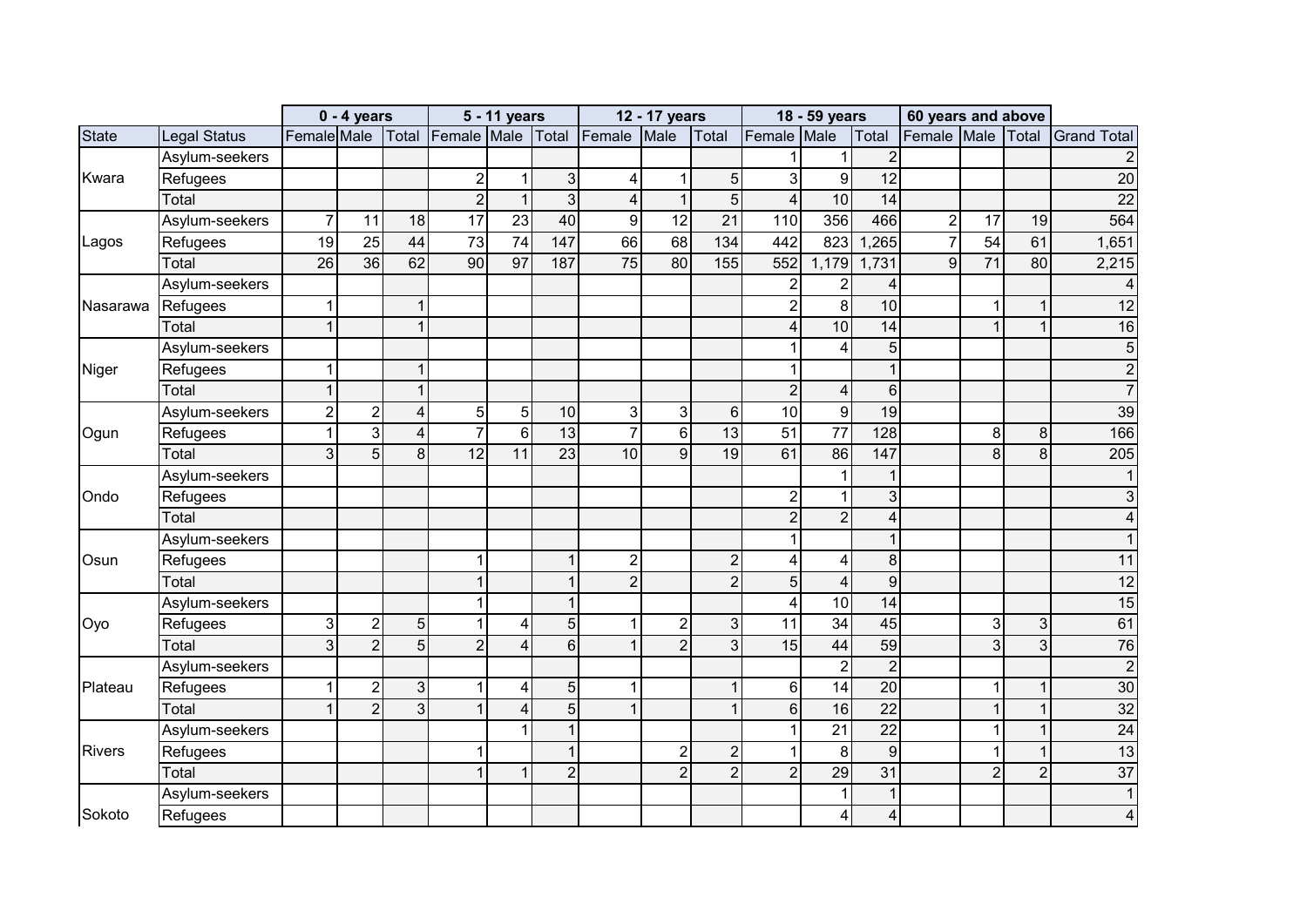| | | 0 - 4 years | | | 5 - 11 years | | | 12 - 17 years | | | 18 - 59 years | | | 60 years and above | | | |
|---|---|---|---|---|---|---|---|---|---|---|---|---|---|---|---|---|---|
| State | Legal Status | Female | Male | Total | Female | Male | Total | Female | Male | Total | Female | Male | Total | Female | Male | Total | Grand Total |
| Kwara | Asylum-seekers | | | | | | | | | | 1 | 1 | 2 | | | | 2 |
| | Refugees | | | | 2 | 1 | 3 | 4 | 1 | 5 | 3 | 9 | 12 | | | | 20 |
| | Total | | | | 2 | 1 | 3 | 4 | 1 | 5 | 4 | 10 | 14 | | | | 22 |
| Lagos | Asylum-seekers | 7 | 11 | 18 | 17 | 23 | 40 | 9 | 12 | 21 | 110 | 356 | 466 | 2 | 17 | 19 | 564 |
| | Refugees | 19 | 25 | 44 | 73 | 74 | 147 | 66 | 68 | 134 | 442 | 823 | 1,265 | 7 | 54 | 61 | 1,651 |
| | Total | 26 | 36 | 62 | 90 | 97 | 187 | 75 | 80 | 155 | 552 | 1,179 | 1,731 | 9 | 71 | 80 | 2,215 |
| Nasarawa | Asylum-seekers | | | | | | | | | | 2 | 2 | 4 | | | | 4 |
| | Refugees | 1 | | 1 | | | | | | | 2 | 8 | 10 | | 1 | 1 | 12 |
| | Total | 1 | | 1 | | | | | | | 4 | 10 | 14 | | 1 | 1 | 16 |
| Niger | Asylum-seekers | | | | | | | | | | 1 | 4 | 5 | | | | 5 |
| | Refugees | 1 | | 1 | | | | | | | 1 | | 1 | | | | 2 |
| | Total | 1 | | 1 | | | | | | | 2 | 4 | 6 | | | | 7 |
| Ogun | Asylum-seekers | 2 | 2 | 4 | 5 | 5 | 10 | 3 | 3 | 6 | 10 | 9 | 19 | | | | 39 |
| | Refugees | 1 | 3 | 4 | 7 | 6 | 13 | 7 | 6 | 13 | 51 | 77 | 128 | | 8 | 8 | 166 |
| | Total | 3 | 5 | 8 | 12 | 11 | 23 | 10 | 9 | 19 | 61 | 86 | 147 | | 8 | 8 | 205 |
| Ondo | Asylum-seekers | | | | | | | | | | | 1 | 1 | | | | 1 |
| | Refugees | | | | | | | | | | 2 | 1 | 3 | | | | 3 |
| | Total | | | | | | | | | | 2 | 2 | 4 | | | | 4 |
| Osun | Asylum-seekers | | | | | | | | | | 1 | | 1 | | | | 1 |
| | Refugees | | | | 1 | | 1 | 2 | | 2 | 4 | 4 | 8 | | | | 11 |
| | Total | | | | 1 | | 1 | 2 | | 2 | 5 | 4 | 9 | | | | 12 |
| Oyo | Asylum-seekers | | | | 1 | | 1 | | | | 4 | 10 | 14 | | | | 15 |
| | Refugees | 3 | 2 | 5 | 1 | 4 | 5 | 1 | 2 | 3 | 11 | 34 | 45 | | 3 | 3 | 61 |
| | Total | 3 | 2 | 5 | 2 | 4 | 6 | 1 | 2 | 3 | 15 | 44 | 59 | | 3 | 3 | 76 |
| Plateau | Asylum-seekers | | | | | | | | | | | 2 | 2 | | | | 2 |
| | Refugees | 1 | 2 | 3 | 1 | 4 | 5 | 1 | | 1 | 6 | 14 | 20 | | 1 | 1 | 30 |
| | Total | 1 | 2 | 3 | 1 | 4 | 5 | 1 | | 1 | 6 | 16 | 22 | | 1 | 1 | 32 |
| Rivers | Asylum-seekers | | | | | 1 | 1 | | | | 1 | 21 | 22 | | 1 | 1 | 24 |
| | Refugees | | | | 1 | | 1 | | 2 | 2 | 1 | 8 | 9 | | 1 | 1 | 13 |
| | Total | | | | 1 | 1 | 2 | | 2 | 2 | 2 | 29 | 31 | | 2 | 2 | 37 |
| Sokoto | Asylum-seekers | | | | | | | | | | | 1 | 1 | | | | 1 |
| | Refugees | | | | | | | | | | | 4 | 4 | | | | 4 |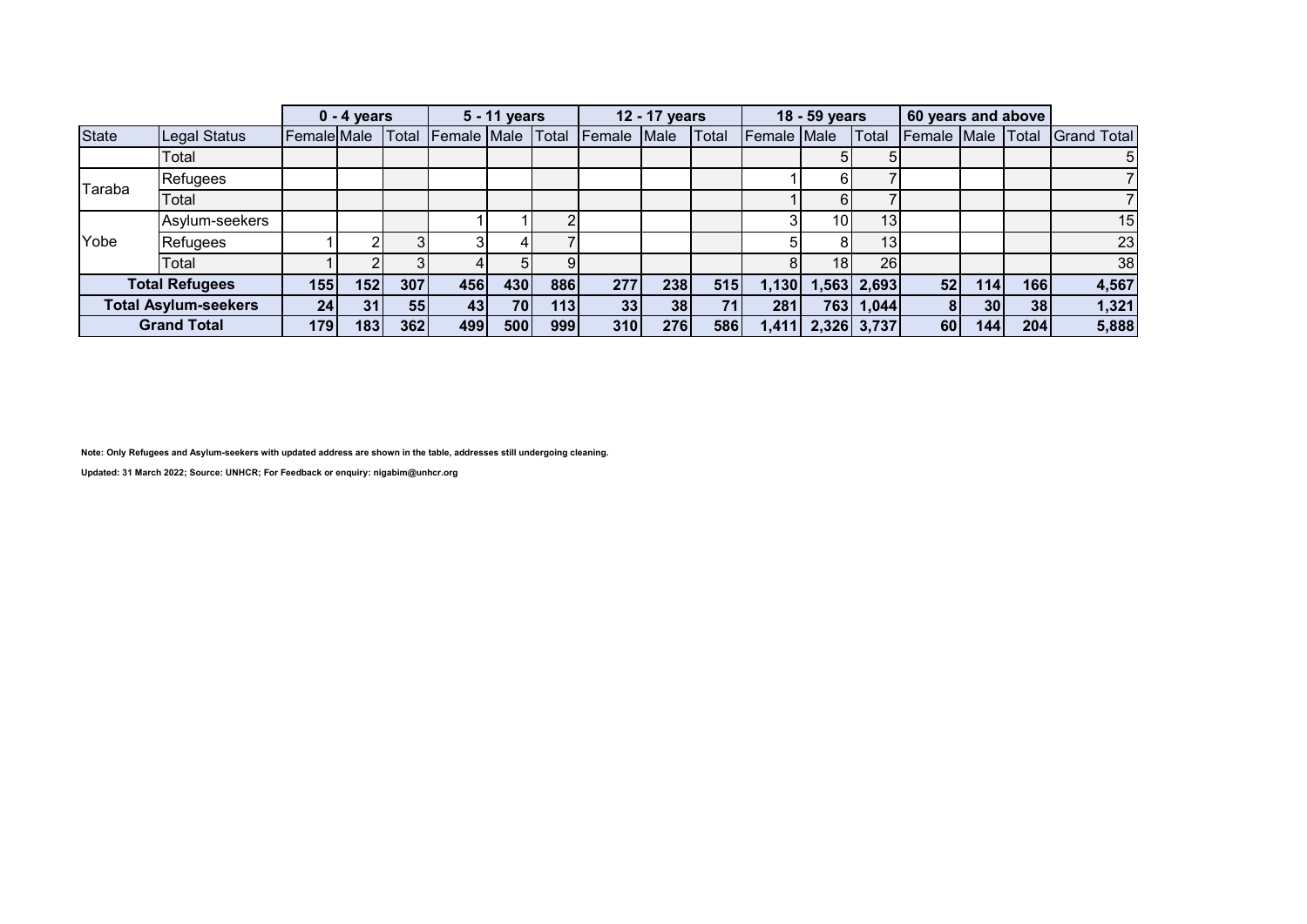| | | 0 - 4 years | | | 5 - 11 years | | | 12 - 17 years | | | 18 - 59 years | | | 60 years and above | | | |
|---|---|---|---|---|---|---|---|---|---|---|---|---|---|---|---|---|---|
| State | Legal Status | Female | Male | Total | Female | Male | Total | Female | Male | Total | Female | Male | Total | Female | Male | Total | Grand Total |
| | Total | | | | | | | | | | | 5 | 5 | | | | 5 |
| Taraba | Refugees | | | | | | | | | | 1 | 6 | 7 | | | | 7 |
| | Total | | | | | | | | | | 1 | 6 | 7 | | | | 7 |
| Yobe | Asylum-seekers | | | | 1 | 1 | 2 | | | | 3 | 10 | 13 | | | | 15 |
| | Refugees | 1 | 2 | 3 | 3 | 4 | 7 | | | | 5 | 8 | 13 | | | | 23 |
| | Total | 1 | 2 | 3 | 4 | 5 | 9 | | | | 8 | 18 | 26 | | | | 38 |
| **Total Refugees** | | **155** | **152** | **307** | **456** | **430** | **886** | **277** | **238** | **515** | **1,130** | **1,563** | **2,693** | **52** | **114** | **166** | **4,567** |
| **Total Asylum-seekers** | | **24** | **31** | **55** | **43** | **70** | **113** | **33** | **38** | **71** | **281** | **763** | **1,044** | **8** | **30** | **38** | **1,321** |
| **Grand Total** | | **179** | **183** | **362** | **499** | **500** | **999** | **310** | **276** | **586** | **1,411** | **2,326** | **3,737** | **60** | **144** | **204** | **5,888** |

**Note: Only Refugees and Asylum-seekers with updated address are shown in the table, addresses still undergoing cleaning.**

**Updated: 31 March 2022; Source: UNHCR; For Feedback or enquiry: nigabim@unhcr.org**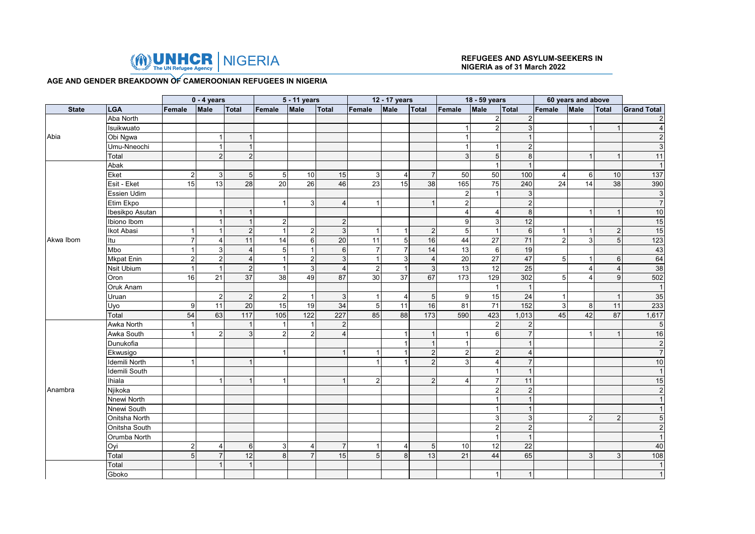UNHCR | NIGERIA The UN Refugee Agency

**REFUGEES AND ASYLUM-SEEKERS IN NIGERIA as of 31 March 2022**

## AGE AND GENDER BREAKDOWN OF CAMEROONIAN REFUGEES IN NIGERIA

| | | 0 - 4 years | | | 5 - 11 years | | | 12 - 17 years | | | 18 - 59 years | | | 60 years and above | | | |
|---|---|---|---|---|---|---|---|---|---|---|---|---|---|---|---|---|---|
| **State** | **LGA** | **Female** | **Male** | **Total** | **Female** | **Male** | **Total** | **Female** | **Male** | **Total** | **Female** | **Male** | **Total** | **Female** | **Male** | **Total** | **Grand Total** |
| Abia | Aba North | | | | | | | | | | | 2 | 2 | | | | 2 |
| | Isuikwuato | | | | | | | | | | 1 | 2 | 3 | | 1 | 1 | 4 |
| | Obi Ngwa | | 1 | 1 | | | | | | | 1 | | 1 | | | | 2 |
| | Umu-Nneochi | | 1 | 1 | | | | | | | 1 | 1 | 2 | | | | 3 |
| | Total | | 2 | 2 | | | | | | | 3 | 5 | 8 | | 1 | 1 | 11 |
| Akwa Ibom | Abak | | | | | | | | | | | 1 | 1 | | | | 1 |
| | Eket | 2 | 3 | 5 | 5 | 10 | 15 | 3 | 4 | 7 | 50 | 50 | 100 | 4 | 6 | 10 | 137 |
| | Esit - Eket | 15 | 13 | 28 | 20 | 26 | 46 | 23 | 15 | 38 | 165 | 75 | 240 | 24 | 14 | 38 | 390 |
| | Essien Udim | | | | | | | | | | 2 | 1 | 3 | | | | 3 |
| | Etim Ekpo | | | | 1 | 3 | 4 | 1 | | 1 | 2 | | 2 | | | | 7 |
| | Ibesikpo Asutan | | 1 | 1 | | | | | | | 4 | 4 | 8 | | 1 | 1 | 10 |
| | Ibiono Ibom | | 1 | 1 | 2 | | 2 | | | | 9 | 3 | 12 | | | | 15 |
| | Ikot Abasi | 1 | 1 | 2 | 1 | 2 | 3 | 1 | 1 | 2 | 5 | 1 | 6 | 1 | 1 | 2 | 15 |
| | Itu | 7 | 4 | 11 | 14 | 6 | 20 | 11 | 5 | 16 | 44 | 27 | 71 | 2 | 3 | 5 | 123 |
| | Mbo | 1 | 3 | 4 | 5 | 1 | 6 | 7 | 7 | 14 | 13 | 6 | 19 | | | | 43 |
| | Mkpat Enin | 2 | 2 | 4 | 1 | 2 | 3 | 1 | 3 | 4 | 20 | 27 | 47 | 5 | 1 | 6 | 64 |
| | Nsit Ubium | 1 | 1 | 2 | 1 | 3 | 4 | 2 | 1 | 3 | 13 | 12 | 25 | | 4 | 4 | 38 |
| | Oron | 16 | 21 | 37 | 38 | 49 | 87 | 30 | 37 | 67 | 173 | 129 | 302 | 5 | 4 | 9 | 502 |
| | Oruk Anam | | | | | | | | | | | 1 | 1 | | | | 1 |
| | Uruan | | 2 | 2 | 2 | 1 | 3 | 1 | 4 | 5 | 9 | 15 | 24 | 1 | | 1 | 35 |
| | Uyo | 9 | 11 | 20 | 15 | 19 | 34 | 5 | 11 | 16 | 81 | 71 | 152 | 3 | 8 | 11 | 233 |
| | Total | 54 | 63 | 117 | 105 | 122 | 227 | 85 | 88 | 173 | 590 | 423 | 1,013 | 45 | 42 | 87 | 1,617 |
| Anambra | Awka North | 1 | | 1 | 1 | 1 | 2 | | | | | 2 | 2 | | | | 5 |
| | Awka South | 1 | 2 | 3 | 2 | 2 | 4 | | 1 | 1 | 1 | 6 | 7 | | 1 | 1 | 16 |
| | Dunukofia | | | | | | | | 1 | 1 | 1 | | 1 | | | | 2 |
| | Ekwusigo | | | | 1 | | 1 | 1 | 1 | 2 | 2 | 2 | 4 | | | | 7 |
| | Idemili North | 1 | | 1 | | | | 1 | 1 | 2 | 3 | 4 | 7 | | | | 10 |
| | Idemili South | | | | | | | | | | | 1 | 1 | | | | 1 |
| | Ihiala | | 1 | 1 | 1 | | 1 | 2 | | 2 | 4 | 7 | 11 | | | | 15 |
| | Njikoka | | | | | | | | | | | 2 | 2 | | | | 2 |
| | Nnewi North | | | | | | | | | | | 1 | 1 | | | | 1 |
| | Nnewi South | | | | | | | | | | | 1 | 1 | | | | 1 |
| | Onitsha North | | | | | | | | | | | 3 | 3 | | 2 | 2 | 5 |
| | Onitsha South | | | | | | | | | | | 2 | 2 | | | | 2 |
| | Orumba North | | | | | | | | | | | 1 | 1 | | | | 1 |
| | Oyi | 2 | 4 | 6 | 3 | 4 | 7 | 1 | 4 | 5 | 10 | 12 | 22 | | | | 40 |
| | Total | 5 | 7 | 12 | 8 | 7 | 15 | 5 | 8 | 13 | 21 | 44 | 65 | | 3 | 3 | 108 |
| | Total | | 1 | 1 | | | | | | | | | | | | | 1 |
| | Gboko | | | | | | | | | | | 1 | 1 | | | | 1 |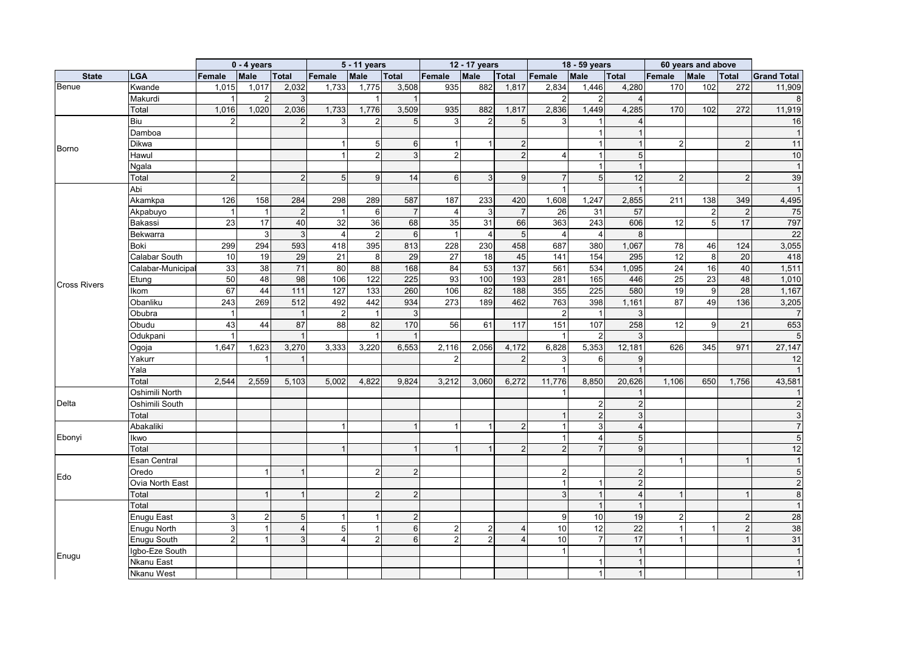| State | LGA | 0 - 4 years | | | 5 - 11 years | | | 12 - 17 years | | | 18 - 59 years | | | 60 years and above | | | |
|---|---|---|---|---|---|---|---|---|---|---|---|---|---|---|---|---|---|
| | | Female | Male | Total | Female | Male | Total | Female | Male | Total | Female | Male | Total | Female | Male | Total | Grand Total |
| Benue | Kwande | 1,015 | 1,017 | 2,032 | 1,733 | 1,775 | 3,508 | 935 | 882 | 1,817 | 2,834 | 1,446 | 4,280 | 170 | 102 | 272 | 11,909 |
| | Makurdi | 1 | 2 | 3 | | 1 | 1 | | | | 2 | 2 | 4 | | | | 8 |
| | Total | 1,016 | 1,020 | 2,036 | 1,733 | 1,776 | 3,509 | 935 | 882 | 1,817 | 2,836 | 1,449 | 4,285 | 170 | 102 | 272 | 11,919 |
| Borno | Biu | 2 | | 2 | 3 | 2 | 5 | 3 | 2 | 5 | 3 | 1 | 4 | | | | 16 |
| | Damboa | | | | | | | | | | | 1 | 1 | | | | 1 |
| | Dikwa | | | | 1 | 5 | 6 | 1 | 1 | 2 | | 1 | 1 | 2 | | 2 | 11 |
| | Hawul | | | | 1 | 2 | 3 | 2 | | 2 | 4 | 1 | 5 | | | | 10 |
| | Ngala | | | | | | | | | | | 1 | 1 | | | | 1 |
| | Total | 2 | | 2 | 5 | 9 | 14 | 6 | 3 | 9 | 7 | 5 | 12 | 2 | | 2 | 39 |
| Cross Rivers | Abi | | | | | | | | | | 1 | | 1 | | | | 1 |
| | Akamkpa | 126 | 158 | 284 | 298 | 289 | 587 | 187 | 233 | 420 | 1,608 | 1,247 | 2,855 | 211 | 138 | 349 | 4,495 |
| | Akpabuyo | 1 | 1 | 2 | 1 | 6 | 7 | 4 | 3 | 7 | 26 | 31 | 57 | | 2 | 2 | 75 |
| | Bakassi | 23 | 17 | 40 | 32 | 36 | 68 | 35 | 31 | 66 | 363 | 243 | 606 | 12 | 5 | 17 | 797 |
| | Bekwarra | | 3 | 3 | 4 | 2 | 6 | 1 | 4 | 5 | 4 | 4 | 8 | | | | 22 |
| | Boki | 299 | 294 | 593 | 418 | 395 | 813 | 228 | 230 | 458 | 687 | 380 | 1,067 | 78 | 46 | 124 | 3,055 |
| | Calabar South | 10 | 19 | 29 | 21 | 8 | 29 | 27 | 18 | 45 | 141 | 154 | 295 | 12 | 8 | 20 | 418 |
| | Calabar-Municipal | 33 | 38 | 71 | 80 | 88 | 168 | 84 | 53 | 137 | 561 | 534 | 1,095 | 24 | 16 | 40 | 1,511 |
| | Etung | 50 | 48 | 98 | 106 | 122 | 225 | 93 | 100 | 193 | 281 | 165 | 446 | 25 | 23 | 48 | 1,010 |
| | Ikom | 67 | 44 | 111 | 127 | 133 | 260 | 106 | 82 | 188 | 355 | 225 | 580 | 19 | 9 | 28 | 1,167 |
| | Obanliku | 243 | 269 | 512 | 492 | 442 | 934 | 273 | 189 | 462 | 763 | 398 | 1,161 | 87 | 49 | 136 | 3,205 |
| | Obubra | 1 | | 1 | 2 | 1 | 3 | | | | 2 | 1 | 3 | | | | 7 |
| | Obudu | 43 | 44 | 87 | 88 | 82 | 170 | 56 | 61 | 117 | 151 | 107 | 258 | 12 | 9 | 21 | 653 |
| | Odukpani | 1 | | 1 | | 1 | 1 | | | | 1 | 2 | 3 | | | | 5 |
| | Ogoja | 1,647 | 1,623 | 3,270 | 3,333 | 3,220 | 6,553 | 2,116 | 2,056 | 4,172 | 6,828 | 5,353 | 12,181 | 626 | 345 | 971 | 27,147 |
| | Yakurr | | 1 | 1 | | | | 2 | | 2 | 3 | 6 | 9 | | | | 12 |
| | Yala | | | | | | | | | | 1 | | 1 | | | | 1 |
| | Total | 2,544 | 2,559 | 5,103 | 5,002 | 4,822 | 9,824 | 3,212 | 3,060 | 6,272 | 11,776 | 8,850 | 20,626 | 1,106 | 650 | 1,756 | 43,581 |
| Delta | Oshimili North | | | | | | | | | | 1 | | 1 | | | | 1 |
| | Oshimili South | | | | | | | | | | | 2 | 2 | | | | 2 |
| | Total | | | | | | | | | | 1 | 2 | 3 | | | | 3 |
| Ebonyi | Abakaliki | | | | 1 | | 1 | 1 | 1 | 2 | 1 | 3 | 4 | | | | 7 |
| | Ikwo | | | | | | | | | | 1 | 4 | 5 | | | | 5 |
| | Total | | | | 1 | | 1 | 1 | 1 | 2 | 2 | 7 | 9 | | | | 12 |
| Edo | Esan Central | | | | | | | | | | | | | 1 | | 1 | 1 |
| | Oredo | | 1 | 1 | | 2 | 2 | | | | 2 | | 2 | | | | 5 |
| | Ovia North East | | | | | | | | | | 1 | 1 | 2 | | | | 2 |
| | Total | | 1 | 1 | | 2 | 2 | | | | 3 | 1 | 4 | 1 | | 1 | 8 |
| Enugu | Total | | | | | | | | | | | 1 | 1 | | | | 1 |
| | Enugu East | 3 | 2 | 5 | 1 | 1 | 2 | | | | 9 | 10 | 19 | 2 | | 2 | 28 |
| | Enugu North | 3 | 1 | 4 | 5 | 1 | 6 | 2 | 2 | 4 | 10 | 12 | 22 | 1 | 1 | 2 | 38 |
| | Enugu South | 2 | 1 | 3 | 4 | 2 | 6 | 2 | 2 | 4 | 10 | 7 | 17 | 1 | | 1 | 31 |
| | Igbo-Eze South | | | | | | | | | | 1 | | 1 | | | | 1 |
| | Nkanu East | | | | | | | | | | | 1 | 1 | | | | 1 |
| | Nkanu West | | | | | | | | | | | 1 | 1 | | | | 1 |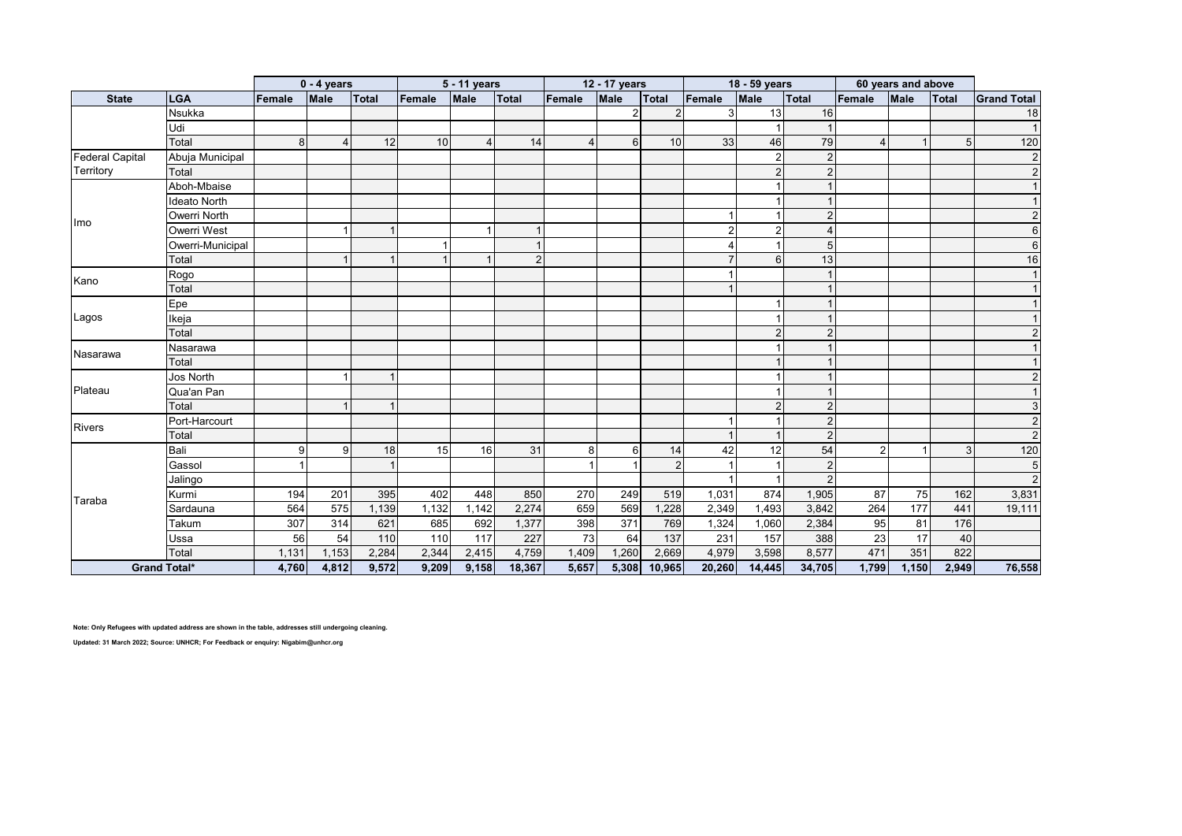| | | 0 - 4 years | | | 5 - 11 years | | | 12 - 17 years | | | 18 - 59 years | | | 60 years and above | | | |
|---|---|---|---|---|---|---|---|---|---|---|---|---|---|---|---|---|---|
| **State** | **LGA** | **Female** | **Male** | **Total** | **Female** | **Male** | **Total** | **Female** | **Male** | **Total** | **Female** | **Male** | **Total** | **Female** | **Male** | **Total** | **Grand Total** |
| | Nsukka | | | | | | | | 2 | 2 | 3 | 13 | 16 | | | | 18 |
| | Udi | | | | | | | | | | | 1 | 1 | | | | 1 |
| | Total | 8 | 4 | 12 | 10 | 4 | 14 | 4 | 6 | 10 | 33 | 46 | 79 | 4 | 1 | 5 | 120 |
| Federal Capital Territory | Abuja Municipal | | | | | | | | | | | 2 | 2 | | | | 2 |
| | Total | | | | | | | | | | | 2 | 2 | | | | 2 |
| Imo | Aboh-Mbaise | | | | | | | | | | | 1 | 1 | | | | 1 |
| | Ideato North | | | | | | | | | | | 1 | 1 | | | | 1 |
| | Owerri North | | | | | | | | | | 1 | 1 | 2 | | | | 2 |
| | Owerri West | | 1 | 1 | | 1 | 1 | | | | 2 | 2 | 4 | | | | 6 |
| | Owerri-Municipal | | | | 1 | | 1 | | | | 4 | 1 | 5 | | | | 6 |
| | Total | | 1 | 1 | 1 | 1 | 2 | | | | 7 | 6 | 13 | | | | 16 |
| Kano | Rogo | | | | | | | | | | 1 | | 1 | | | | 1 |
| | Total | | | | | | | | | | 1 | | 1 | | | | 1 |
| Lagos | Epe | | | | | | | | | | | 1 | 1 | | | | 1 |
| | Ikeja | | | | | | | | | | | 1 | 1 | | | | 1 |
| | Total | | | | | | | | | | | 2 | 2 | | | | 2 |
| Nasarawa | Nasarawa | | | | | | | | | | | 1 | 1 | | | | 1 |
| | Total | | | | | | | | | | | 1 | 1 | | | | 1 |
| Plateau | Jos North | | 1 | 1 | | | | | | | | 1 | 1 | | | | 2 |
| | Qua'an Pan | | | | | | | | | | | 1 | 1 | | | | 1 |
| | Total | | 1 | 1 | | | | | | | | 2 | 2 | | | | 3 |
| Rivers | Port-Harcourt | | | | | | | | | | 1 | 1 | 2 | | | | 2 |
| | Total | | | | | | | | | | 1 | 1 | 2 | | | | 2 |
| Taraba | Bali | 9 | 9 | 18 | 15 | 16 | 31 | 8 | 6 | 14 | 42 | 12 | 54 | 2 | 1 | 3 | 120 |
| | Gassol | 1 | | 1 | | | | 1 | 1 | 2 | 1 | 1 | 2 | | | | 5 |
| | Jalingo | | | | | | | | | | 1 | 1 | 2 | | | | 2 |
| | Kurmi | 194 | 201 | 395 | 402 | 448 | 850 | 270 | 249 | 519 | 1,031 | 874 | 1,905 | 87 | 75 | 162 | 3,831 |
| | Sardauna | 564 | 575 | 1,139 | 1,132 | 1,142 | 2,274 | 659 | 569 | 1,228 | 2,349 | 1,493 | 3,842 | 264 | 177 | 441 | 19,111 |
| | Takum | 307 | 314 | 621 | 685 | 692 | 1,377 | 398 | 371 | 769 | 1,324 | 1,060 | 2,384 | 95 | 81 | 176 | |
| | Ussa | 56 | 54 | 110 | 110 | 117 | 227 | 73 | 64 | 137 | 231 | 157 | 388 | 23 | 17 | 40 | |
| | Total | 1,131 | 1,153 | 2,284 | 2,344 | 2,415 | 4,759 | 1,409 | 1,260 | 2,669 | 4,979 | 3,598 | 8,577 | 471 | 351 | 822 | |
| **Grand Total*** | | **4,760** | **4,812** | **9,572** | **9,209** | **9,158** | **18,367** | **5,657** | **5,308** | **10,965** | **20,260** | **14,445** | **34,705** | **1,799** | **1,150** | **2,949** | **76,558** |

**Note: Only Refugees with updated address are shown in the table, addresses still undergoing cleaning.**

**Updated: 31 March 2022; Source: UNHCR; For Feedback or enquiry: Nigabim@unhcr.org**